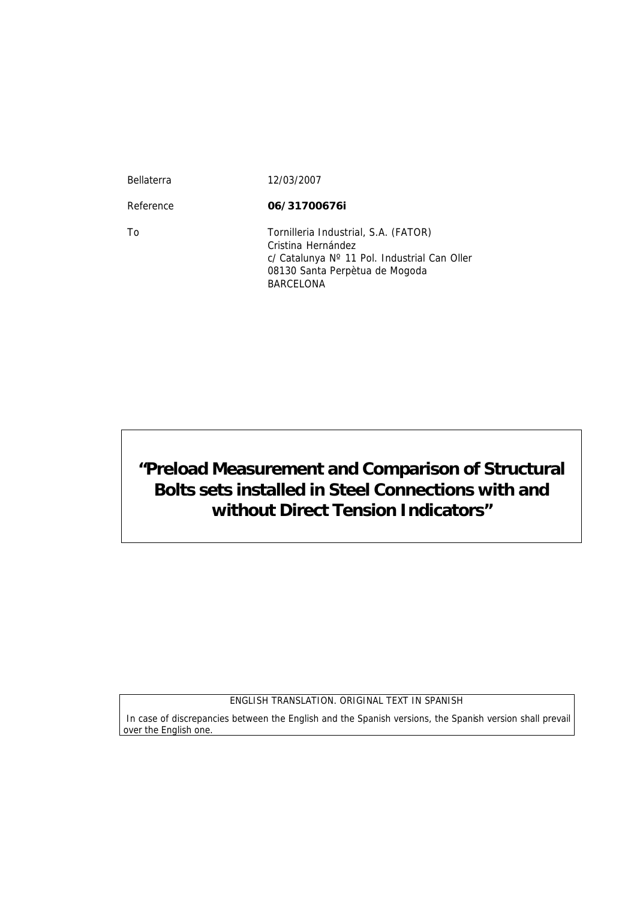| | |
|---|---|
| Bellaterra | 12/03/2007 |
| Reference | **06/31700676i** |
| To | Tornilleria Industrial, S.A. (FATOR)<br>Cristina Hernández<br>c/ Catalunya Nº 11 Pol. Industrial Can Oller<br>08130 Santa Perpètua de Mogoda<br>BARCELONA |

# "Preload Measurement and Comparison of Structural Bolts sets installed in Steel Connections with and without Direct Tension Indicators"

ENGLISH TRANSLATION. ORIGINAL TEXT IN SPANISH

In case of discrepancies between the English and the Spanish versions, the Spanish version shall prevail over the English one.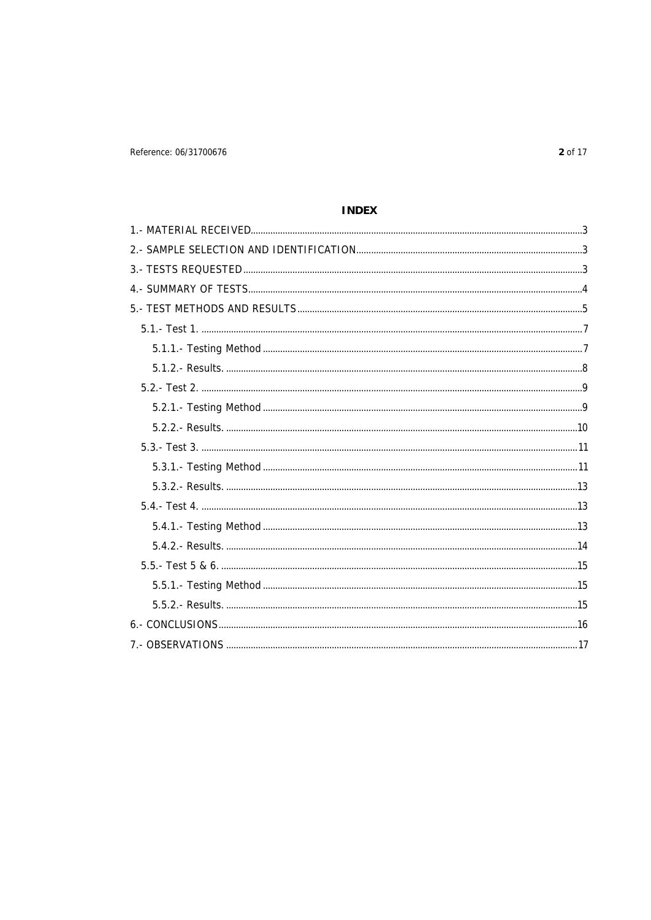# INDEX

1.- MATERIAL RECEIVED ..... 3
2.- SAMPLE SELECTION AND IDENTIFICATION ..... 3
3.- TESTS REQUESTED ..... 3
4.- SUMMARY OF TESTS ..... 4
5.- TEST METHODS AND RESULTS ..... 5
  5.1.- Test 1. ..... 7
    5.1.1.- Testing Method ..... 7
    5.1.2.- Results. ..... 8
  5.2.- Test 2. ..... 9
    5.2.1.- Testing Method ..... 9
    5.2.2.- Results. ..... 10
  5.3.- Test 3. ..... 11
    5.3.1.- Testing Method ..... 11
    5.3.2.- Results. ..... 13
  5.4.- Test 4. ..... 13
    5.4.1.- Testing Method ..... 13
    5.4.2.- Results. ..... 14
  5.5.- Test 5 & 6. ..... 15
    5.5.1.- Testing Method ..... 15
    5.5.2.- Results. ..... 15
6.- CONCLUSIONS ..... 16
7.- OBSERVATIONS ..... 17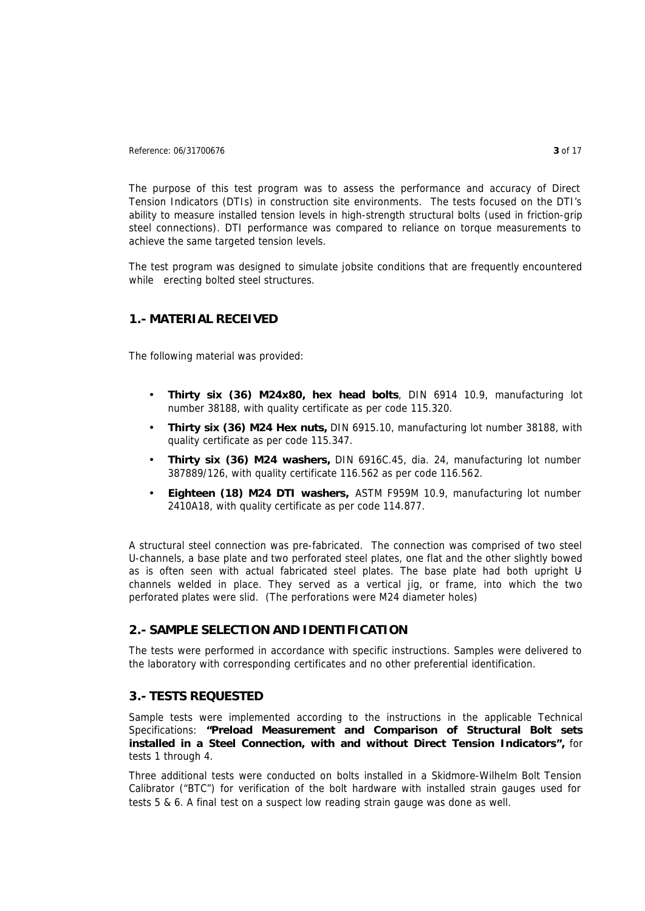The purpose of this test program was to assess the performance and accuracy of Direct Tension Indicators (DTIs) in construction site environments. The tests focused on the DTI's ability to measure installed tension levels in high-strength structural bolts (used in friction-grip steel connections). DTI performance was compared to reliance on torque measurements to achieve the same targeted tension levels.

The test program was designed to simulate jobsite conditions that are frequently encountered while erecting bolted steel structures.

## 1.- MATERIAL RECEIVED

The following material was provided:

- **Thirty six (36) M24x80, hex head bolts**, DIN 6914 10.9, manufacturing lot number 38188, with quality certificate as per code 115.320.
- **Thirty six (36) M24 Hex nuts,** DIN 6915.10, manufacturing lot number 38188, with quality certificate as per code 115.347.
- **Thirty six (36) M24 washers,** DIN 6916C.45, dia. 24, manufacturing lot number 387889/126, with quality certificate 116.562 as per code 116.562.
- **Eighteen (18) M24 DTI washers,** ASTM F959M 10.9, manufacturing lot number 2410A18, with quality certificate as per code 114.877.

A structural steel connection was pre-fabricated. The connection was comprised of two steel U-channels, a base plate and two perforated steel plates, one flat and the other slightly bowed as is often seen with actual fabricated steel plates. The base plate had both upright U-channels welded in place. They served as a vertical jig, or frame, into which the two perforated plates were slid. (The perforations were M24 diameter holes)

## 2.- SAMPLE SELECTION AND IDENTIFICATION

The tests were performed in accordance with specific instructions. Samples were delivered to the laboratory with corresponding certificates and no other preferential identification.

## 3.- TESTS REQUESTED

Sample tests were implemented according to the instructions in the applicable Technical Specifications: **"Preload Measurement and Comparison of Structural Bolt sets installed in a Steel Connection, with and without Direct Tension Indicators",** for tests 1 through 4.

Three additional tests were conducted on bolts installed in a Skidmore-Wilhelm Bolt Tension Calibrator ("BTC") for verification of the bolt hardware with installed strain gauges used for tests 5 & 6. A final test on a suspect low reading strain gauge was done as well.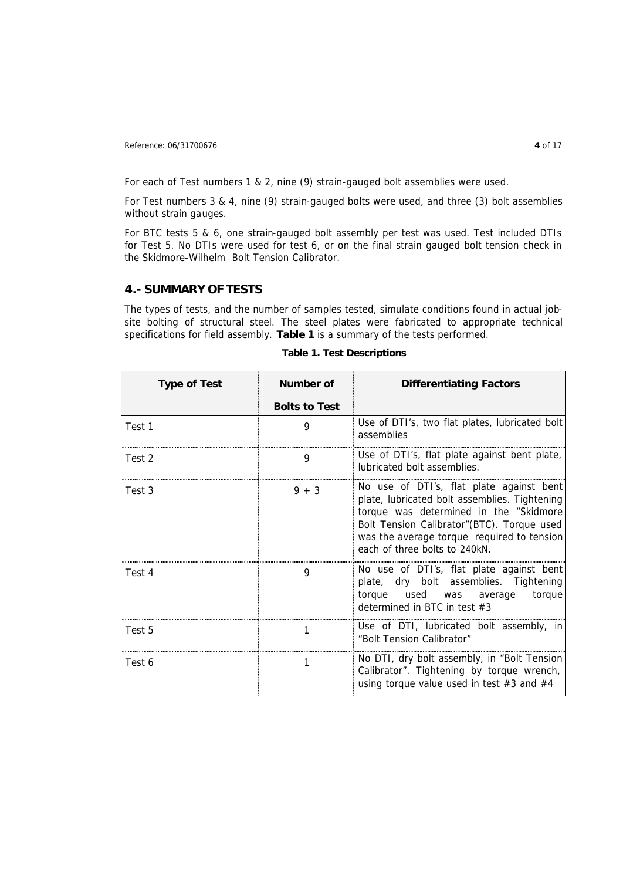For each of Test numbers 1 & 2, nine (9) strain-gauged bolt assemblies were used.

For Test numbers 3 & 4, nine (9) strain-gauged bolts were used, and three (3) bolt assemblies without strain gauges.

For BTC tests 5 & 6, one strain-gauged bolt assembly per test was used. Test included DTIs for Test 5. No DTIs were used for test 6, or on the final strain gauged bolt tension check in the Skidmore-Wilhelm Bolt Tension Calibrator.

## 4.- SUMMARY OF TESTS

The types of tests, and the number of samples tested, simulate conditions found in actual job-site bolting of structural steel. The steel plates were fabricated to appropriate technical specifications for field assembly. **Table 1** is a summary of the tests performed.

**Table 1. Test Descriptions**

| Type of Test | Number of Bolts to Test | Differentiating Factors |
|---|---|---|
| Test 1 | 9 | Use of DTI's, two flat plates, lubricated bolt assemblies |
| Test 2 | 9 | Use of DTI's, flat plate against bent plate, lubricated bolt assemblies. |
| Test 3 | 9 + 3 | No use of DTI's, flat plate against bent plate, lubricated bolt assemblies. Tightening torque was determined in the "Skidmore Bolt Tension Calibrator"(BTC). Torque used was the average torque required to tension each of three bolts to 240kN. |
| Test 4 | 9 | No use of DTI's, flat plate against bent plate, dry bolt assemblies. Tightening torque used was average torque determined in BTC in test #3 |
| Test 5 | 1 | Use of DTI, lubricated bolt assembly, in "Bolt Tension Calibrator" |
| Test 6 | 1 | No DTI, dry bolt assembly, in "Bolt Tension Calibrator". Tightening by torque wrench, using torque value used in test #3 and #4 |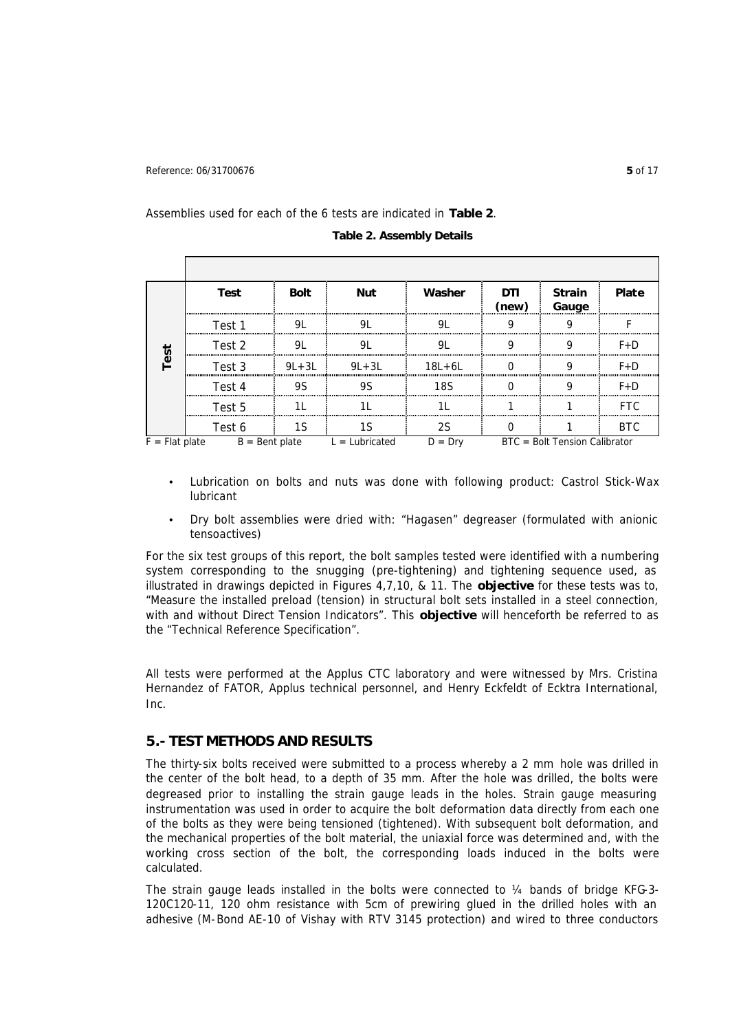Assemblies used for each of the 6 tests are indicated in **Table 2**.

**Table 2. Assembly Details**

| | Test | Bolt | Nut | Washer | DTI (new) | Strain Gauge | Plate |
|---|---|---|---|---|---|---|---|
| **Test** | Test 1 | 9L | 9L | 9L | 9 | 9 | F |
| | Test 2 | 9L | 9L | 9L | 9 | 9 | F+D |
| | Test 3 | 9L+3L | 9L+3L | 18L+6L | 0 | 9 | F+D |
| | Test 4 | 9S | 9S | 18S | 0 | 9 | F+D |
| | Test 5 | 1L | 1L | 1L | 1 | 1 | FTC |
| | Test 6 | 1S | 1S | 2S | 0 | 1 | BTC |

F = Flat plate B = Bent plate L = Lubricated D = Dry BTC = Bolt Tension Calibrator

- Lubrication on bolts and nuts was done with following product: Castrol Stick-Wax lubricant
- Dry bolt assemblies were dried with: "Hagasen" degreaser (formulated with anionic tensoactives)

For the six test groups of this report, the bolt samples tested were identified with a numbering system corresponding to the snugging (pre-tightening) and tightening sequence used, as illustrated in drawings depicted in Figures 4,7,10, & 11. The **objective** for these tests was to, "Measure the installed preload (tension) in structural bolt sets installed in a steel connection, with and without Direct Tension Indicators". This **objective** will henceforth be referred to as the "Technical Reference Specification".

All tests were performed at the Applus CTC laboratory and were witnessed by Mrs. Cristina Hernandez of FATOR, Applus technical personnel, and Henry Eckfeldt of Ecktra International, Inc.

## 5.- TEST METHODS AND RESULTS

The thirty-six bolts received were submitted to a process whereby a 2 mm hole was drilled in the center of the bolt head, to a depth of 35 mm. After the hole was drilled, the bolts were degreased prior to installing the strain gauge leads in the holes. Strain gauge measuring instrumentation was used in order to acquire the bolt deformation data directly from each one of the bolts as they were being tensioned (tightened). With subsequent bolt deformation, and the mechanical properties of the bolt material, the uniaxial force was determined and, with the working cross section of the bolt, the corresponding loads induced in the bolts were calculated.

The strain gauge leads installed in the bolts were connected to ¼ bands of bridge KFG-3-120C120-11, 120 ohm resistance with 5cm of prewiring glued in the drilled holes with an adhesive (M-Bond AE-10 of Vishay with RTV 3145 protection) and wired to three conductors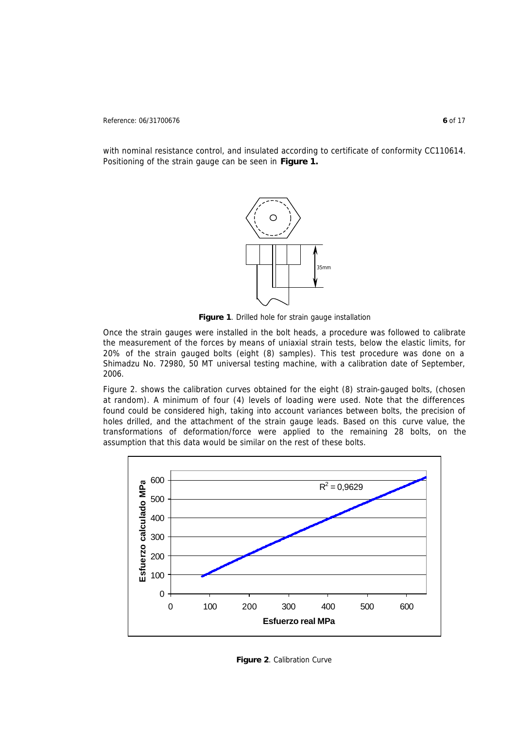with nominal resistance control, and insulated according to certificate of conformity CC110614. Positioning of the strain gauge can be seen in **Figure 1.**

**Figure 1**. Drilled hole for strain gauge installation

Once the strain gauges were installed in the bolt heads, a procedure was followed to calibrate the measurement of the forces by means of uniaxial strain tests, below the elastic limits, for 20% of the strain gauged bolts (eight (8) samples). This test procedure was done on a Shimadzu No. 72980, 50 MT universal testing machine, with a calibration date of September, 2006.

Figure 2. shows the calibration curves obtained for the eight (8) strain-gauged bolts, (chosen at random). A minimum of four (4) levels of loading were used. Note that the differences found could be considered high, taking into account variances between bolts, the precision of holes drilled, and the attachment of the strain gauge leads. Based on this curve value, the transformations of deformation/force were applied to the remaining 28 bolts, on the assumption that this data would be similar on the rest of these bolts.

**Figure 2**. Calibration Curve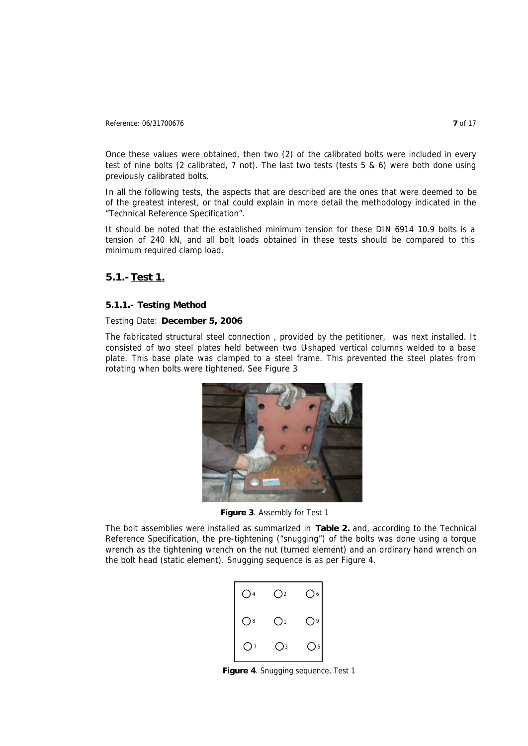Once these values were obtained, then two (2) of the calibrated bolts were included in every test of nine bolts (2 calibrated, 7 not). The last two tests (tests 5 & 6) were both done using previously calibrated bolts.

In all the following tests, the aspects that are described are the ones that were deemed to be of the greatest interest, or that could explain in more detail the methodology indicated in the "Technical Reference Specification".

It should be noted that the established minimum tension for these DIN 6914 10.9 bolts is a tension of 240 kN, and all bolt loads obtained in these tests should be compared to this minimum required clamp load.

## 5.1.- Test 1.

### 5.1.1.- Testing Method

Testing Date: **December 5, 2006**

The fabricated structural steel connection , provided by the petitioner, was next installed. It consisted of two steel plates held between two U-shaped vertical columns welded to a base plate. This base plate was clamped to a steel frame. This prevented the steel plates from rotating when bolts were tightened. See Figure 3

**Figure 3**. Assembly for Test 1

The bolt assemblies were installed as summarized in **Table 2.** and, according to the Technical Reference Specification, the pre-tightening ("snugging") of the bolts was done using a torque wrench as the tightening wrench on the nut (turned element) and an ordinary hand wrench on the bolt head (static element). Snugging sequence is as per Figure 4.

| | | |
|---|---|---|
| ○4 | ○2 | ○6 |
| ○8 | ○1 | ○9 |
| ○7 | ○3 | ○5 |

**Figure 4**. Snugging sequence, Test 1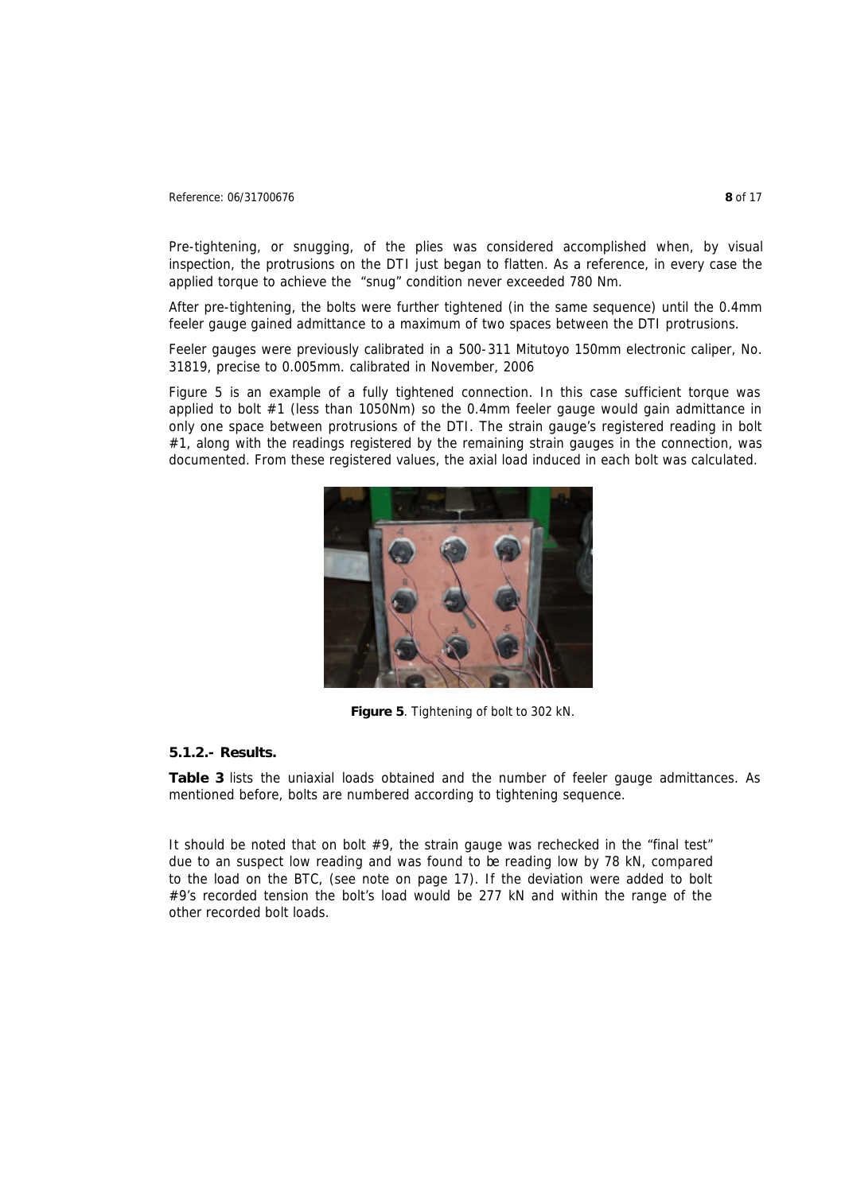Pre-tightening, or snugging, of the plies was considered accomplished when, by visual inspection, the protrusions on the DTI just began to flatten. As a reference, in every case the applied torque to achieve the "snug" condition never exceeded 780 Nm.

After pre-tightening, the bolts were further tightened (in the same sequence) until the 0.4mm feeler gauge gained admittance to a maximum of two spaces between the DTI protrusions.

Feeler gauges were previously calibrated in a 500-311 Mitutoyo 150mm electronic caliper, No. 31819, precise to 0.005mm. calibrated in November, 2006

Figure 5 is an example of a fully tightened connection. In this case sufficient torque was applied to bolt #1 (less than 1050Nm) so the 0.4mm feeler gauge would gain admittance in only one space between protrusions of the DTI. The strain gauge's registered reading in bolt #1, along with the readings registered by the remaining strain gauges in the connection, was documented. From these registered values, the axial load induced in each bolt was calculated.

**Figure 5**. Tightening of bolt to 302 kN.

### 5.1.2.- Results.

**Table 3** lists the uniaxial loads obtained and the number of feeler gauge admittances. As mentioned before, bolts are numbered according to tightening sequence.

It should be noted that on bolt #9, the strain gauge was rechecked in the "final test" due to an suspect low reading and was found to be reading low by 78 kN, compared to the load on the BTC, (see note on page 17). If the deviation were added to bolt #9's recorded tension the bolt's load would be 277 kN and within the range of the other recorded bolt loads.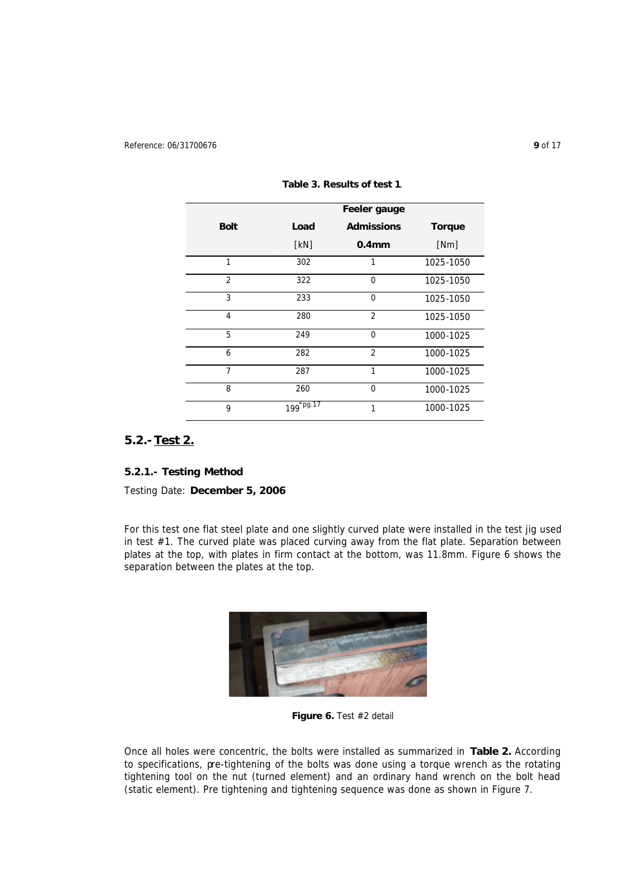**Table 3. Results of test 1**.

| Bolt | Load | Feeler gauge Admissions | Torque |
|---|---|---|---|
| | [kN] | 0.4mm | [Nm] |
| 1 | 302 | 1 | 1025-1050 |
| 2 | 322 | 0 | 1025-1050 |
| 3 | 233 | 0 | 1025-1050 |
| 4 | 280 | 2 | 1025-1050 |
| 5 | 249 | 0 | 1000-1025 |
| 6 | 282 | 2 | 1000-1025 |
| 7 | 287 | 1 | 1000-1025 |
| 8 | 260 | 0 | 1000-1025 |
| 9 | 199[* pg.17] | 1 | 1000-1025 |

## 5.2.- Test 2.

### 5.2.1.- Testing Method

Testing Date: **December 5, 2006**

For this test one flat steel plate and one slightly curved plate were installed in the test jig used in test #1. The curved plate was placed curving away from the flat plate. Separation between plates at the top, with plates in firm contact at the bottom, was 11.8mm. Figure 6 shows the separation between the plates at the top.

**Figure 6.** Test #2 detail

Once all holes were concentric, the bolts were installed as summarized in **Table 2.** According to specifications, pre-tightening of the bolts was done using a torque wrench as the rotating tightening tool on the nut (turned element) and an ordinary hand wrench on the bolt head (static element). Pre tightening and tightening sequence was done as shown in Figure 7.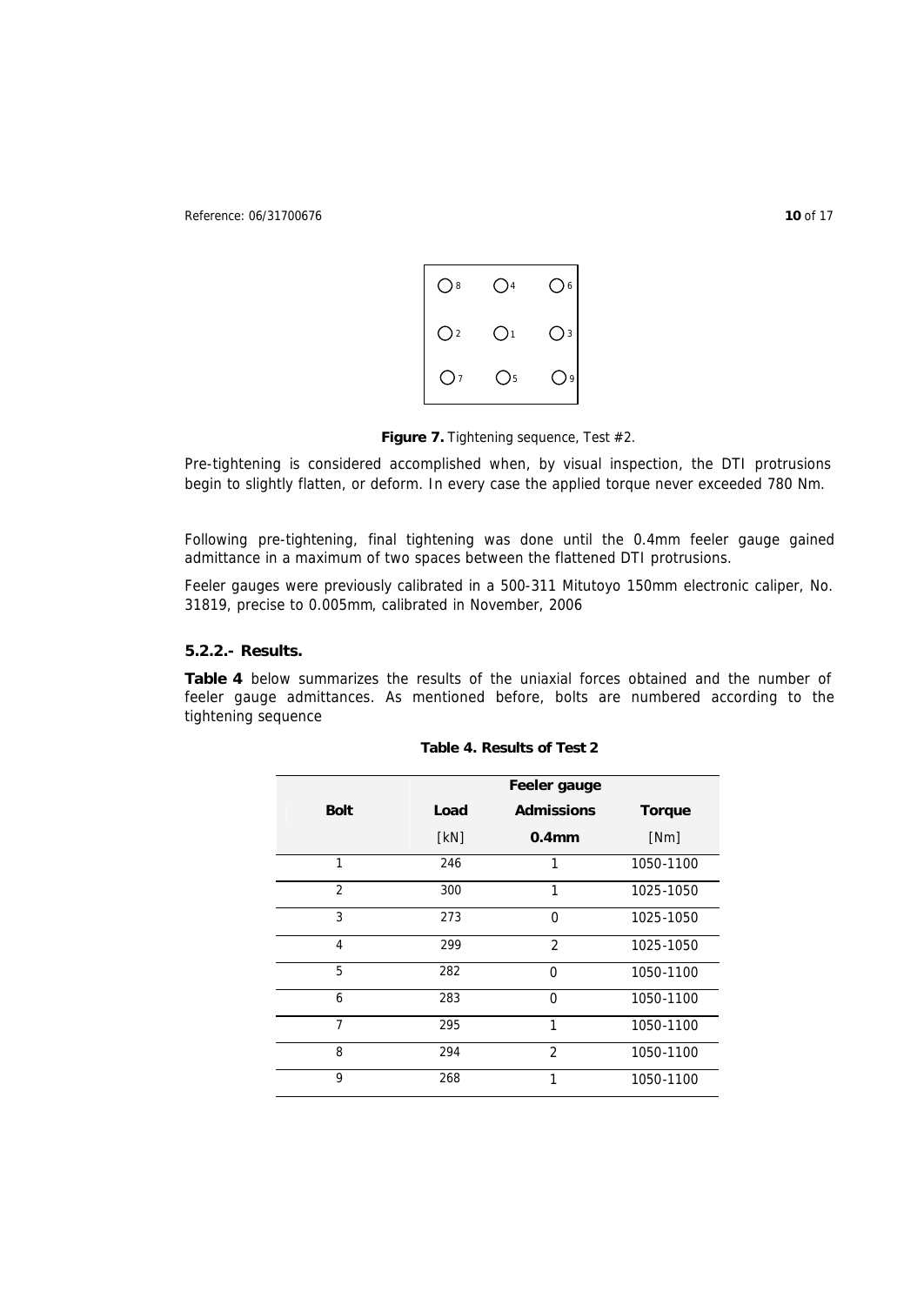**Figure 7.** Tightening sequence, Test #2.

Pre-tightening is considered accomplished when, by visual inspection, the DTI protrusions begin to slightly flatten, or deform. In every case the applied torque never exceeded 780 Nm.

Following pre-tightening, final tightening was done until the 0.4mm feeler gauge gained admittance in a maximum of two spaces between the flattened DTI protrusions.

Feeler gauges were previously calibrated in a 500-311 Mitutoyo 150mm electronic caliper, No. 31819, precise to 0.005mm, calibrated in November, 2006

### 5.2.2.- Results.

**Table 4** below summarizes the results of the uniaxial forces obtained and the number of feeler gauge admittances. As mentioned before, bolts are numbered according to the tightening sequence

**Table 4. Results of Test 2**

| Bolt | Load [kN] | Feeler gauge Admissions 0.4mm | Torque [Nm] |
|---|---|---|---|
| 1 | 246 | 1 | 1050-1100 |
| 2 | 300 | 1 | 1025-1050 |
| 3 | 273 | 0 | 1025-1050 |
| 4 | 299 | 2 | 1025-1050 |
| 5 | 282 | 0 | 1050-1100 |
| 6 | 283 | 0 | 1050-1100 |
| 7 | 295 | 1 | 1050-1100 |
| 8 | 294 | 2 | 1050-1100 |
| 9 | 268 | 1 | 1050-1100 |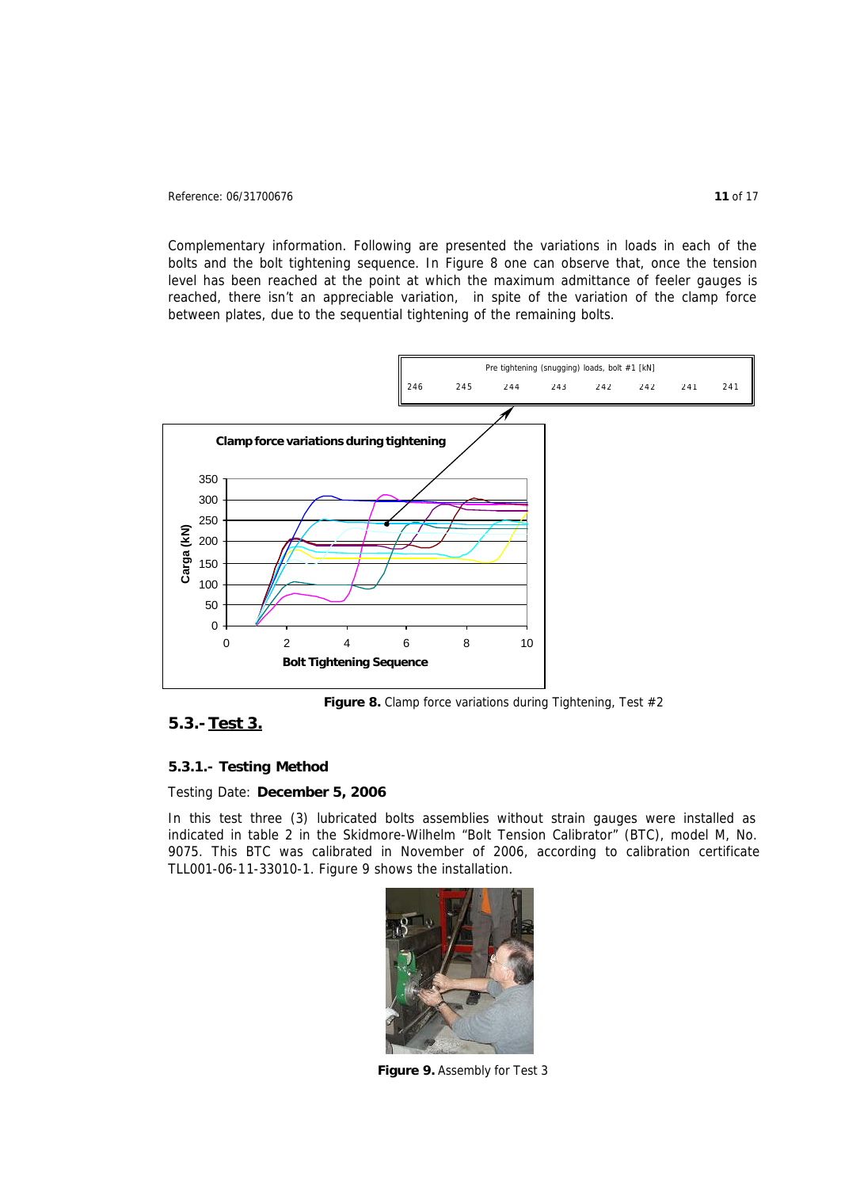Complementary information. Following are presented the variations in loads in each of the bolts and the bolt tightening sequence. In Figure 8 one can observe that, once the tension level has been reached at the point at which the maximum admittance of feeler gauges is reached, there isn't an appreciable variation, in spite of the variation of the clamp force between plates, due to the sequential tightening of the remaining bolts.

| Pre tightening (snugging) loads, bolt #1 [kN] | | | | | | | |
|---|---|---|---|---|---|---|---|
| 246 | 245 | 244 | 243 | 242 | 242 | 241 | 241 |

**Figure 8.** Clamp force variations during Tightening, Test #2

## 5.3.- Test 3.

### 5.3.1.- Testing Method

Testing Date: **December 5, 2006**

In this test three (3) lubricated bolts assemblies without strain gauges were installed as indicated in table 2 in the Skidmore-Wilhelm "Bolt Tension Calibrator" (BTC), model M, No. 9075. This BTC was calibrated in November of 2006, according to calibration certificate TLL001-06-11-33010-1. Figure 9 shows the installation.

**Figure 9.** Assembly for Test 3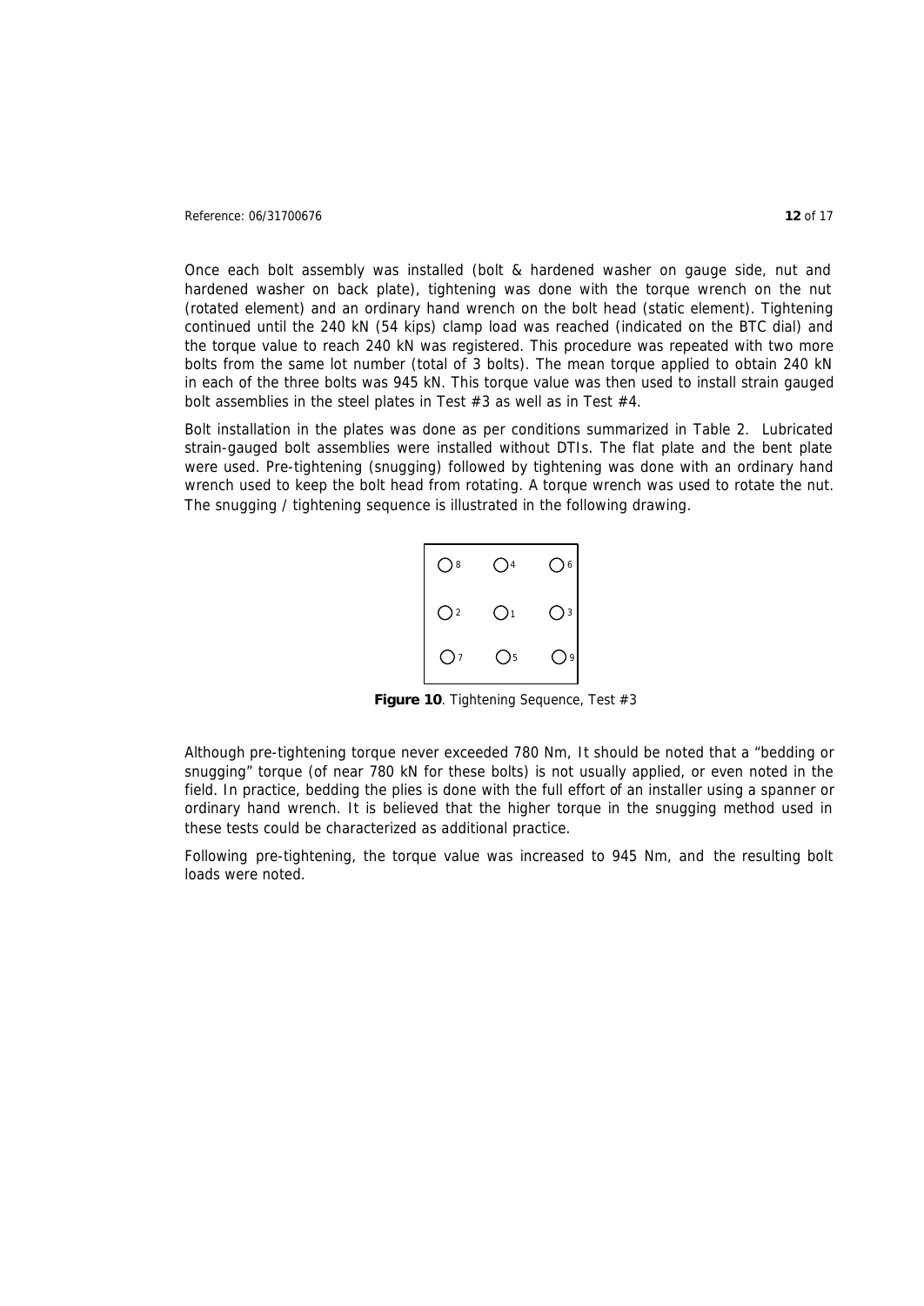Once each bolt assembly was installed (bolt & hardened washer on gauge side, nut and hardened washer on back plate), tightening was done with the torque wrench on the nut (rotated element) and an ordinary hand wrench on the bolt head (static element). Tightening continued until the 240 kN (54 kips) clamp load was reached (indicated on the BTC dial) and the torque value to reach 240 kN was registered. This procedure was repeated with two more bolts from the same lot number (total of 3 bolts). The mean torque applied to obtain 240 kN in each of the three bolts was 945 kN. This torque value was then used to install strain gauged bolt assemblies in the steel plates in Test #3 as well as in Test #4.

Bolt installation in the plates was done as per conditions summarized in Table 2. Lubricated strain-gauged bolt assemblies were installed without DTIs. The flat plate and the bent plate were used. Pre-tightening (snugging) followed by tightening was done with an ordinary hand wrench used to keep the bolt head from rotating. A torque wrench was used to rotate the nut. The snugging / tightening sequence is illustrated in the following drawing.

| | | |
|---|---|---|
| ○8 | ○4 | ○6 |
| ○2 | ○1 | ○3 |
| ○7 | ○5 | ○9 |

**Figure 10**. Tightening Sequence, Test #3

Although pre-tightening torque never exceeded 780 Nm, It should be noted that a "bedding or snugging" torque (of near 780 kN for these bolts) is not usually applied, or even noted in the field. In practice, bedding the plies is done with the full effort of an installer using a spanner or ordinary hand wrench. It is believed that the higher torque in the snugging method used in these tests could be characterized as additional practice.

Following pre-tightening, the torque value was increased to 945 Nm, and the resulting bolt loads were noted.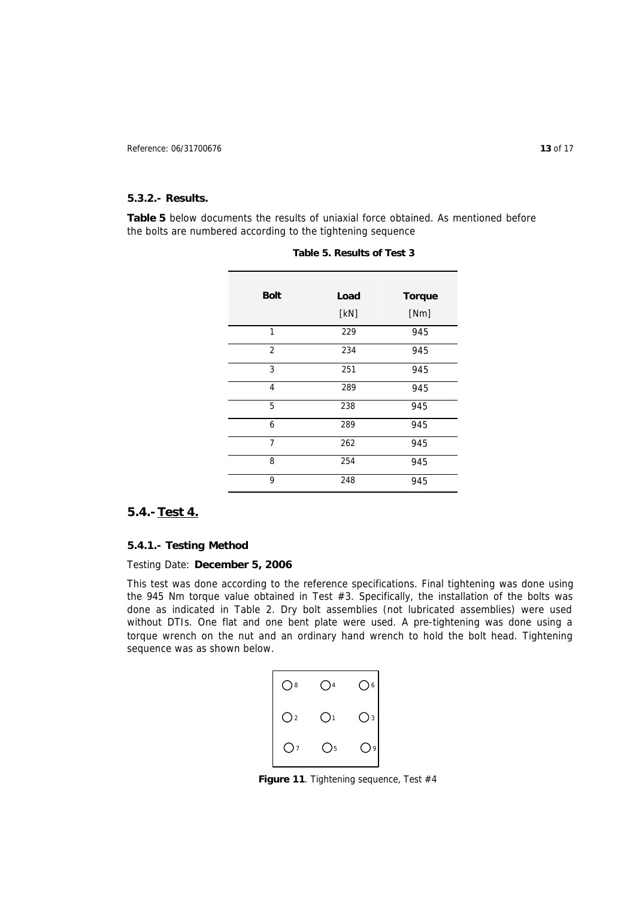### 5.3.2.- Results.

**Table 5** below documents the results of uniaxial force obtained. As mentioned before the bolts are numbered according to the tightening sequence

**Table 5. Results of Test 3**

| Bolt | Load [kN] | Torque [Nm] |
|---|---|---|
| 1 | 229 | 945 |
| 2 | 234 | 945 |
| 3 | 251 | 945 |
| 4 | 289 | 945 |
| 5 | 238 | 945 |
| 6 | 289 | 945 |
| 7 | 262 | 945 |
| 8 | 254 | 945 |
| 9 | 248 | 945 |

## 5.4.- Test 4.

### 5.4.1.- Testing Method

Testing Date: **December 5, 2006**

This test was done according to the reference specifications. Final tightening was done using the 945 Nm torque value obtained in Test #3. Specifically, the installation of the bolts was done as indicated in Table 2. Dry bolt assemblies (not lubricated assemblies) were used without DTIs. One flat and one bent plate were used. A pre-tightening was done using a torque wrench on the nut and an ordinary hand wrench to hold the bolt head. Tightening sequence was as shown below.

| | | |
|---|---|---|
| 8 | 4 | 6 |
| 2 | 1 | 3 |
| 7 | 5 | 9 |

**Figure 11**. Tightening sequence, Test #4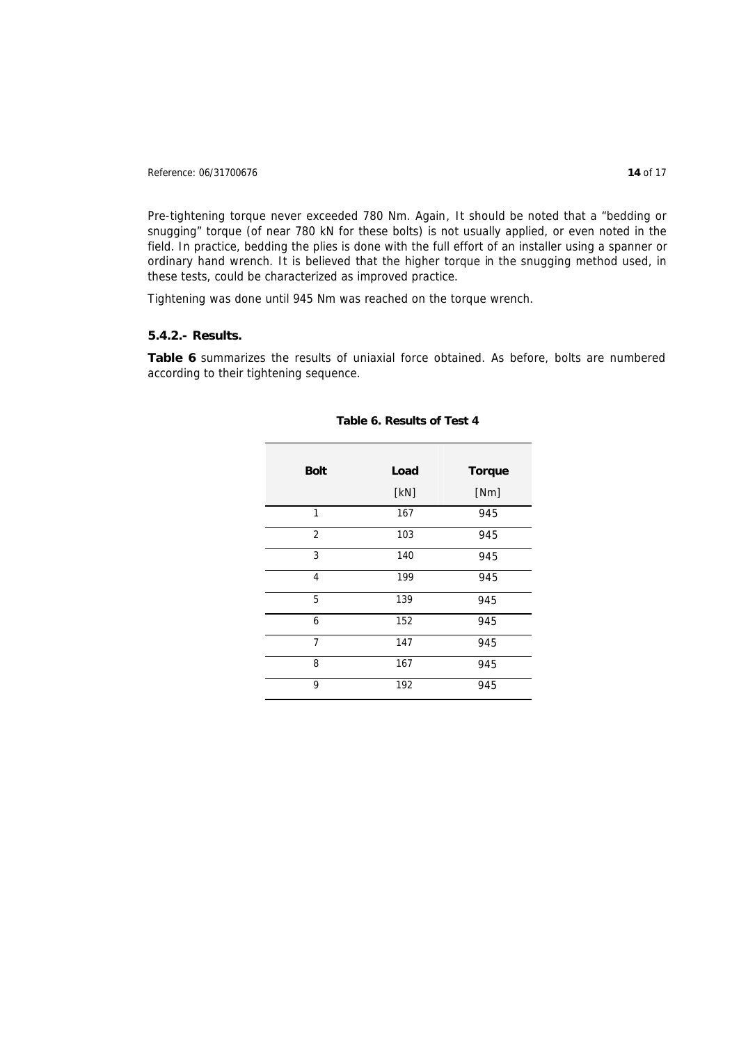Pre-tightening torque never exceeded 780 Nm. Again, It should be noted that a "bedding or snugging" torque (of near 780 kN for these bolts) is not usually applied, or even noted in the field. In practice, bedding the plies is done with the full effort of an installer using a spanner or ordinary hand wrench. It is believed that the higher torque in the snugging method used, in these tests, could be characterized as improved practice.

Tightening was done until 945 Nm was reached on the torque wrench.

### 5.4.2.- Results.

**Table 6** summarizes the results of uniaxial force obtained. As before, bolts are numbered according to their tightening sequence.

**Table 6. Results of Test 4**

| Bolt | Load [kN] | Torque [Nm] |
|---|---|---|
| 1 | 167 | 945 |
| 2 | 103 | 945 |
| 3 | 140 | 945 |
| 4 | 199 | 945 |
| 5 | 139 | 945 |
| 6 | 152 | 945 |
| 7 | 147 | 945 |
| 8 | 167 | 945 |
| 9 | 192 | 945 |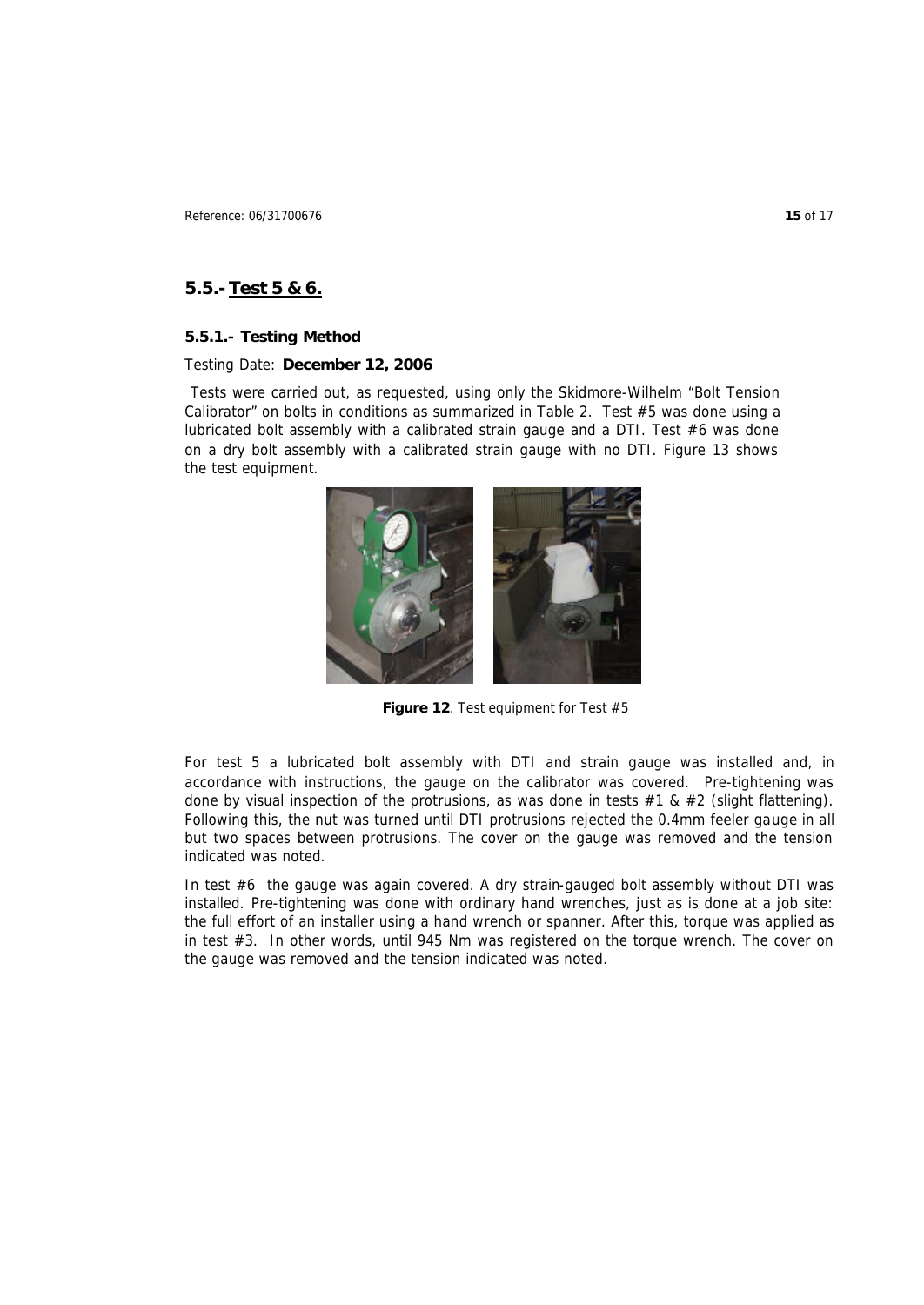## 5.5.- Test 5 & 6.

### 5.5.1.- Testing Method

Testing Date: **December 12, 2006**

Tests were carried out, as requested, using only the Skidmore-Wilhelm "Bolt Tension Calibrator" on bolts in conditions as summarized in Table 2. Test #5 was done using a lubricated bolt assembly with a calibrated strain gauge and a DTI. Test #6 was done on a dry bolt assembly with a calibrated strain gauge with no DTI. Figure 13 shows the test equipment.

**Figure 12**. Test equipment for Test #5

For test 5 a lubricated bolt assembly with DTI and strain gauge was installed and, in accordance with instructions, the gauge on the calibrator was covered. Pre-tightening was done by visual inspection of the protrusions, as was done in tests #1 & #2 (slight flattening). Following this, the nut was turned until DTI protrusions rejected the 0.4mm feeler gauge in all but two spaces between protrusions. The cover on the gauge was removed and the tension indicated was noted.

In test #6 the gauge was again covered. A dry strain-gauged bolt assembly without DTI was installed. Pre-tightening was done with ordinary hand wrenches, just as is done at a job site: the full effort of an installer using a hand wrench or spanner. After this, torque was applied as in test #3. In other words, until 945 Nm was registered on the torque wrench. The cover on the gauge was removed and the tension indicated was noted.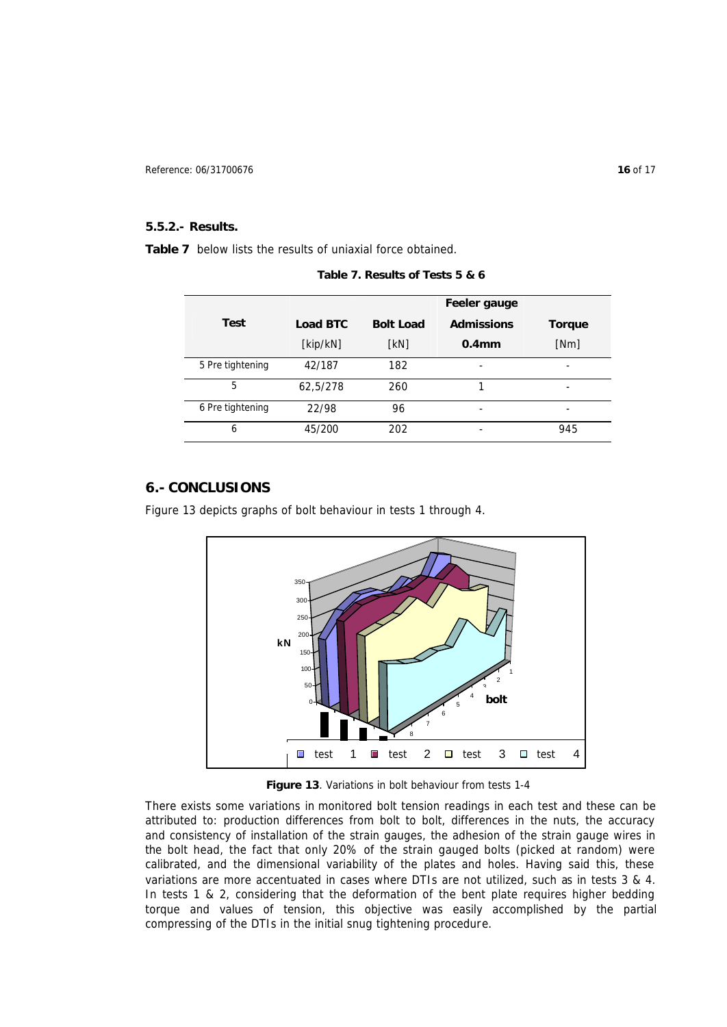#### 5.5.2.- Results.

**Table 7** below lists the results of uniaxial force obtained.

**Table 7. Results of Tests 5 & 6**

| Test | Load BTC [kip/kN] | Bolt Load [kN] | Feeler gauge Admissions 0.4mm | Torque [Nm] |
|---|---|---|---|---|
| 5 Pre tightening | 42/187 | 182 | - | - |
| 5 | 62,5/278 | 260 | 1 | - |
| 6 Pre tightening | 22/98 | 96 | - | - |
| 6 | 45/200 | 202 | - | 945 |

## 6.- CONCLUSIONS

Figure 13 depicts graphs of bolt behaviour in tests 1 through 4.

**Figure 13**. Variations in bolt behaviour from tests 1-4

There exists some variations in monitored bolt tension readings in each test and these can be attributed to: production differences from bolt to bolt, differences in the nuts, the accuracy and consistency of installation of the strain gauges, the adhesion of the strain gauge wires in the bolt head, the fact that only 20% of the strain gauged bolts (picked at random) were calibrated, and the dimensional variability of the plates and holes. Having said this, these variations are more accentuated in cases where DTIs are not utilized, such as in tests 3 & 4. In tests 1 & 2, considering that the deformation of the bent plate requires higher bedding torque and values of tension, this objective was easily accomplished by the partial compressing of the DTIs in the initial snug tightening procedure.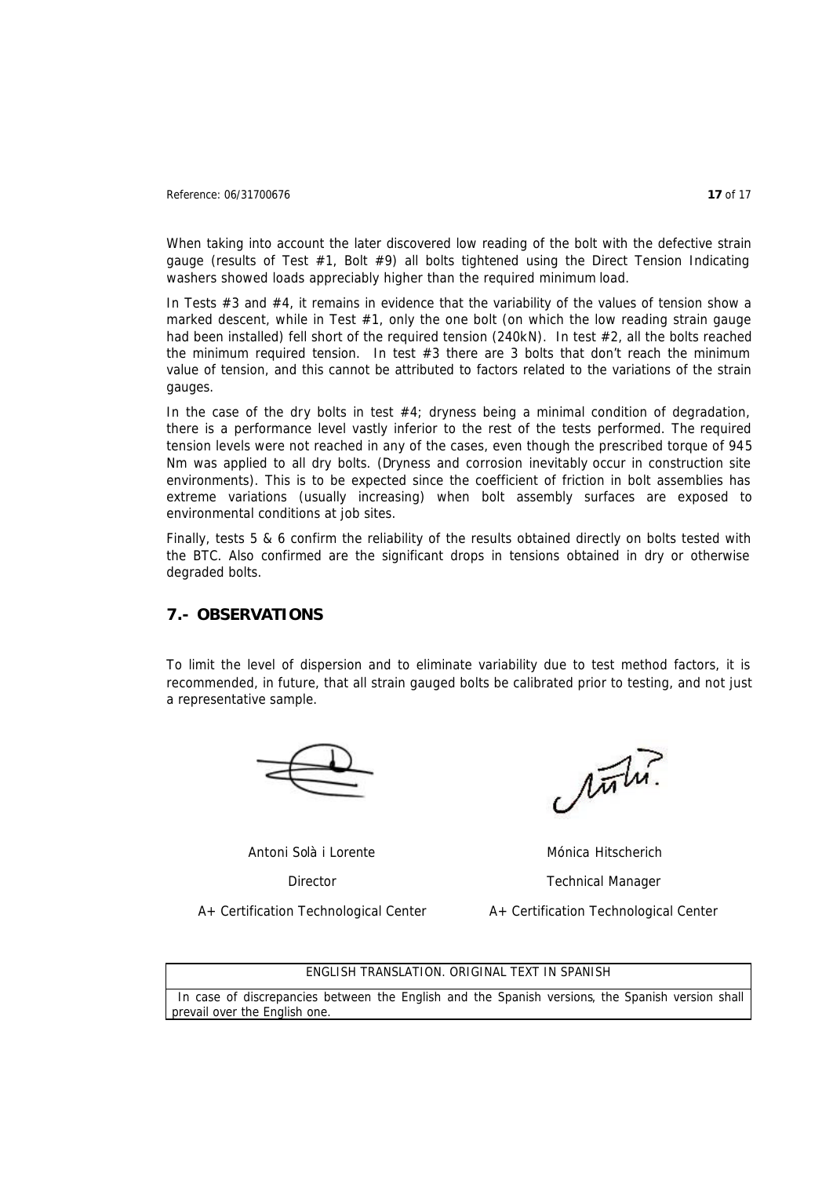When taking into account the later discovered low reading of the bolt with the defective strain gauge (results of Test #1, Bolt #9) all bolts tightened using the Direct Tension Indicating washers showed loads appreciably higher than the required minimum load.

In Tests #3 and #4, it remains in evidence that the variability of the values of tension show a marked descent, while in Test #1, only the one bolt (on which the low reading strain gauge had been installed) fell short of the required tension (240kN). In test #2, all the bolts reached the minimum required tension. In test #3 there are 3 bolts that don't reach the minimum value of tension, and this cannot be attributed to factors related to the variations of the strain gauges.

In the case of the dry bolts in test #4; dryness being a minimal condition of degradation, there is a performance level vastly inferior to the rest of the tests performed. The required tension levels were not reached in any of the cases, even though the prescribed torque of 945 Nm was applied to all dry bolts. (Dryness and corrosion inevitably occur in construction site environments). This is to be expected since the coefficient of friction in bolt assemblies has extreme variations (usually increasing) when bolt assembly surfaces are exposed to environmental conditions at job sites.

Finally, tests 5 & 6 confirm the reliability of the results obtained directly on bolts tested with the BTC. Also confirmed are the significant drops in tensions obtained in dry or otherwise degraded bolts.

## 7.- OBSERVATIONS

To limit the level of dispersion and to eliminate variability due to test method factors, it is recommended, in future, that all strain gauged bolts be calibrated prior to testing, and not just a representative sample.

Antoni Solà i Lorente
Director
A+ Certification Technological Center

Mónica Hitscherich
Technical Manager
A+ Certification Technological Center

ENGLISH TRANSLATION. ORIGINAL TEXT IN SPANISH

In case of discrepancies between the English and the Spanish versions, the Spanish version shall prevail over the English one.